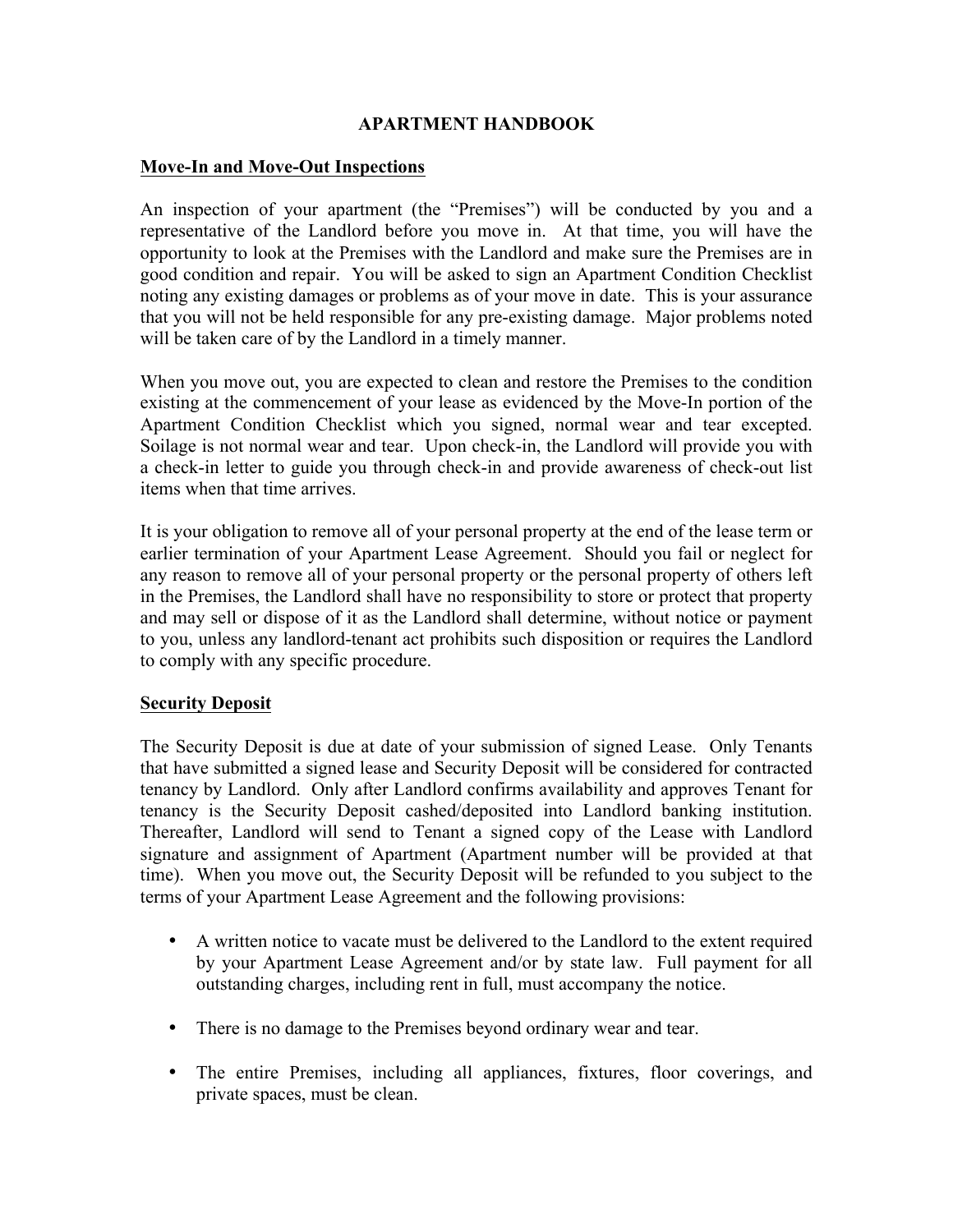# APARTMENT HANDBOOK

## Move-In and Move-Out Inspections

An inspection of your apartment (the "Premises") will be conducted by you and a representative of the Landlord before you move in. At that time, you will have the opportunity to look at the Premises with the Landlord and make sure the Premises are in good condition and repair. You will be asked to sign an Apartment Condition Checklist noting any existing damages or problems as of your move in date. This is your assurance that you will not be held responsible for any pre-existing damage. Major problems noted will be taken care of by the Landlord in a timely manner.

When you move out, you are expected to clean and restore the Premises to the condition existing at the commencement of your lease as evidenced by the Move-In portion of the Apartment Condition Checklist which you signed, normal wear and tear excepted. Soilage is not normal wear and tear. Upon check-in, the Landlord will provide you with a check-in letter to guide you through check-in and provide awareness of check-out list items when that time arrives.

It is your obligation to remove all of your personal property at the end of the lease term or earlier termination of your Apartment Lease Agreement. Should you fail or neglect for any reason to remove all of your personal property or the personal property of others left in the Premises, the Landlord shall have no responsibility to store or protect that property and may sell or dispose of it as the Landlord shall determine, without notice or payment to you, unless any landlord-tenant act prohibits such disposition or requires the Landlord to comply with any specific procedure.

## Security Deposit

The Security Deposit is due at date of your submission of signed Lease. Only Tenants that have submitted a signed lease and Security Deposit will be considered for contracted tenancy by Landlord. Only after Landlord confirms availability and approves Tenant for tenancy is the Security Deposit cashed/deposited into Landlord banking institution. Thereafter, Landlord will send to Tenant a signed copy of the Lease with Landlord signature and assignment of Apartment (Apartment number will be provided at that time). When you move out, the Security Deposit will be refunded to you subject to the terms of your Apartment Lease Agreement and the following provisions:

- A written notice to vacate must be delivered to the Landlord to the extent required by your Apartment Lease Agreement and/or by state law. Full payment for all outstanding charges, including rent in full, must accompany the notice.
- There is no damage to the Premises beyond ordinary wear and tear.
- The entire Premises, including all appliances, fixtures, floor coverings, and private spaces, must be clean.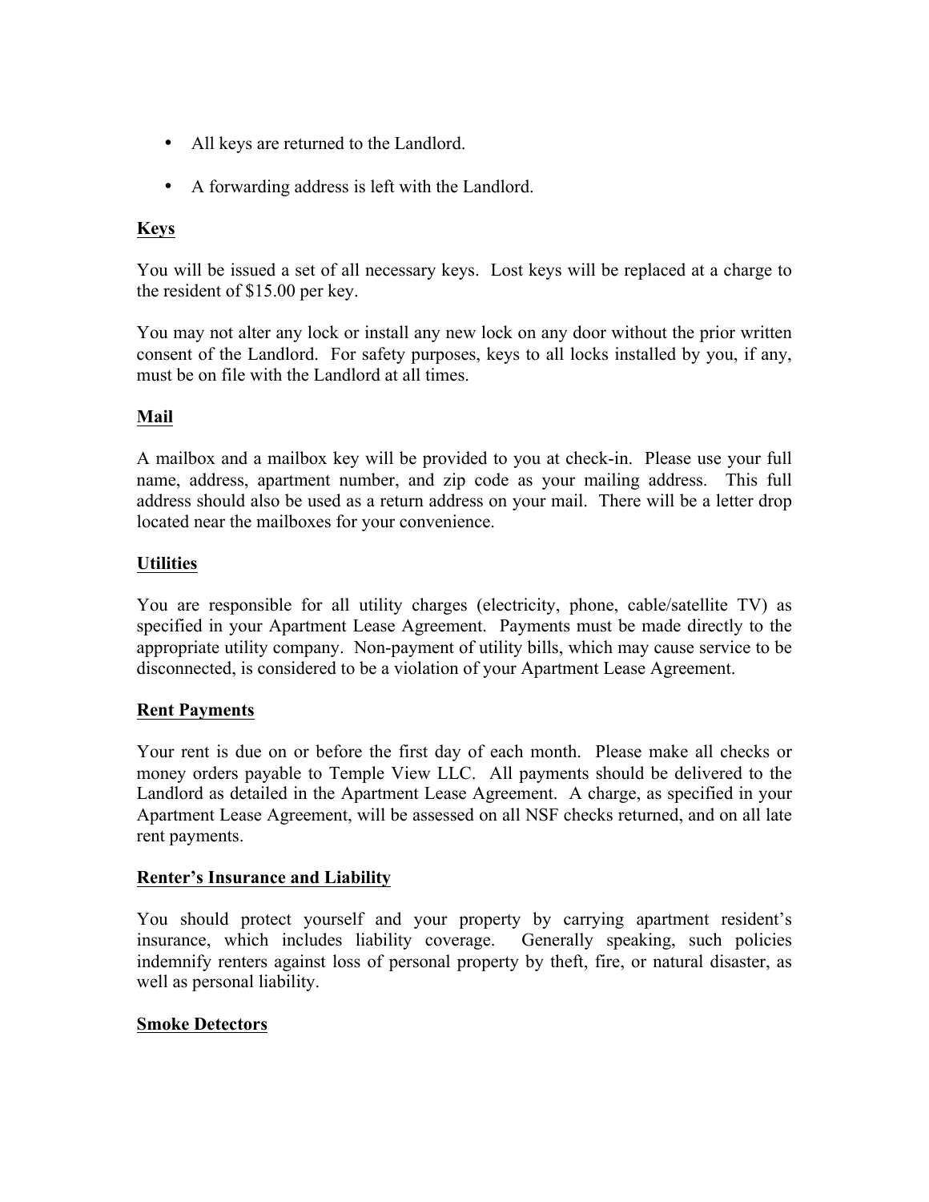- All keys are returned to the Landlord.
- A forwarding address is left with the Landlord.

## Keys

You will be issued a set of all necessary keys. Lost keys will be replaced at a charge to the resident of $15.00 per key.

You may not alter any lock or install any new lock on any door without the prior written consent of the Landlord. For safety purposes, keys to all locks installed by you, if any, must be on file with the Landlord at all times.

## Mail

A mailbox and a mailbox key will be provided to you at check-in. Please use your full name, address, apartment number, and zip code as your mailing address. This full address should also be used as a return address on your mail. There will be a letter drop located near the mailboxes for your convenience.

## Utilities

You are responsible for all utility charges (electricity, phone, cable/satellite TV) as specified in your Apartment Lease Agreement. Payments must be made directly to the appropriate utility company. Non-payment of utility bills, which may cause service to be disconnected, is considered to be a violation of your Apartment Lease Agreement.

## Rent Payments

Your rent is due on or before the first day of each month. Please make all checks or money orders payable to Temple View LLC. All payments should be delivered to the Landlord as detailed in the Apartment Lease Agreement. A charge, as specified in your Apartment Lease Agreement, will be assessed on all NSF checks returned, and on all late rent payments.

## Renter's Insurance and Liability

You should protect yourself and your property by carrying apartment resident's insurance, which includes liability coverage. Generally speaking, such policies indemnify renters against loss of personal property by theft, fire, or natural disaster, as well as personal liability.

## Smoke Detectors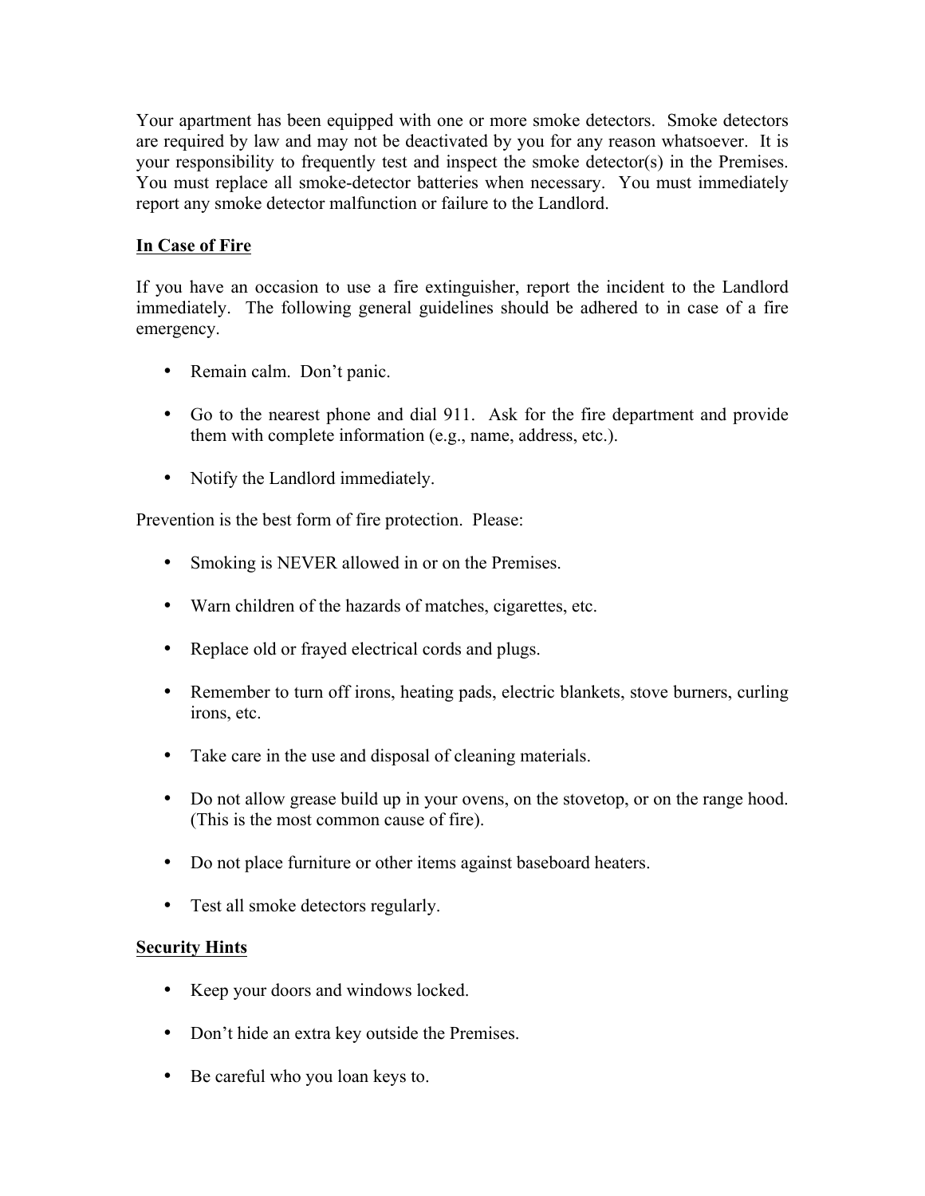Your apartment has been equipped with one or more smoke detectors. Smoke detectors are required by law and may not be deactivated by you for any reason whatsoever. It is your responsibility to frequently test and inspect the smoke detector(s) in the Premises. You must replace all smoke-detector batteries when necessary. You must immediately report any smoke detector malfunction or failure to the Landlord.

**In Case of Fire**

If you have an occasion to use a fire extinguisher, report the incident to the Landlord immediately. The following general guidelines should be adhered to in case of a fire emergency.

- Remain calm. Don't panic.
- Go to the nearest phone and dial 911. Ask for the fire department and provide them with complete information (e.g., name, address, etc.).
- Notify the Landlord immediately.

Prevention is the best form of fire protection. Please:

- Smoking is NEVER allowed in or on the Premises.
- Warn children of the hazards of matches, cigarettes, etc.
- Replace old or frayed electrical cords and plugs.
- Remember to turn off irons, heating pads, electric blankets, stove burners, curling irons, etc.
- Take care in the use and disposal of cleaning materials.
- Do not allow grease build up in your ovens, on the stovetop, or on the range hood. (This is the most common cause of fire).
- Do not place furniture or other items against baseboard heaters.
- Test all smoke detectors regularly.

**Security Hints**

- Keep your doors and windows locked.
- Don't hide an extra key outside the Premises.
- Be careful who you loan keys to.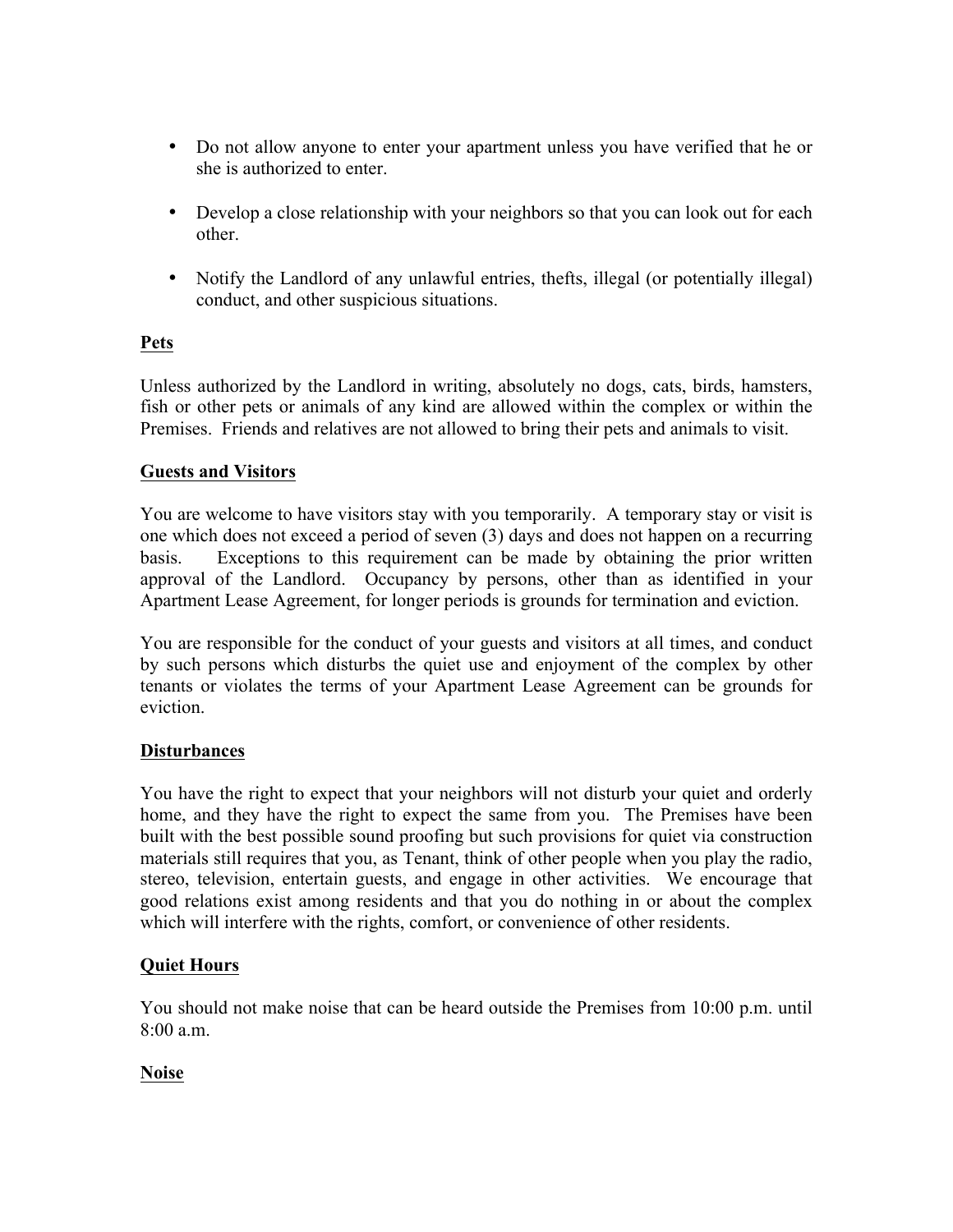- Do not allow anyone to enter your apartment unless you have verified that he or she is authorized to enter.

- Develop a close relationship with your neighbors so that you can look out for each other.

- Notify the Landlord of any unlawful entries, thefts, illegal (or potentially illegal) conduct, and other suspicious situations.

**Pets**

Unless authorized by the Landlord in writing, absolutely no dogs, cats, birds, hamsters, fish or other pets or animals of any kind are allowed within the complex or within the Premises. Friends and relatives are not allowed to bring their pets and animals to visit.

**Guests and Visitors**

You are welcome to have visitors stay with you temporarily. A temporary stay or visit is one which does not exceed a period of seven (3) days and does not happen on a recurring basis. Exceptions to this requirement can be made by obtaining the prior written approval of the Landlord. Occupancy by persons, other than as identified in your Apartment Lease Agreement, for longer periods is grounds for termination and eviction.

You are responsible for the conduct of your guests and visitors at all times, and conduct by such persons which disturbs the quiet use and enjoyment of the complex by other tenants or violates the terms of your Apartment Lease Agreement can be grounds for eviction.

**Disturbances**

You have the right to expect that your neighbors will not disturb your quiet and orderly home, and they have the right to expect the same from you. The Premises have been built with the best possible sound proofing but such provisions for quiet via construction materials still requires that you, as Tenant, think of other people when you play the radio, stereo, television, entertain guests, and engage in other activities. We encourage that good relations exist among residents and that you do nothing in or about the complex which will interfere with the rights, comfort, or convenience of other residents.

**Quiet Hours**

You should not make noise that can be heard outside the Premises from 10:00 p.m. until 8:00 a.m.

**Noise**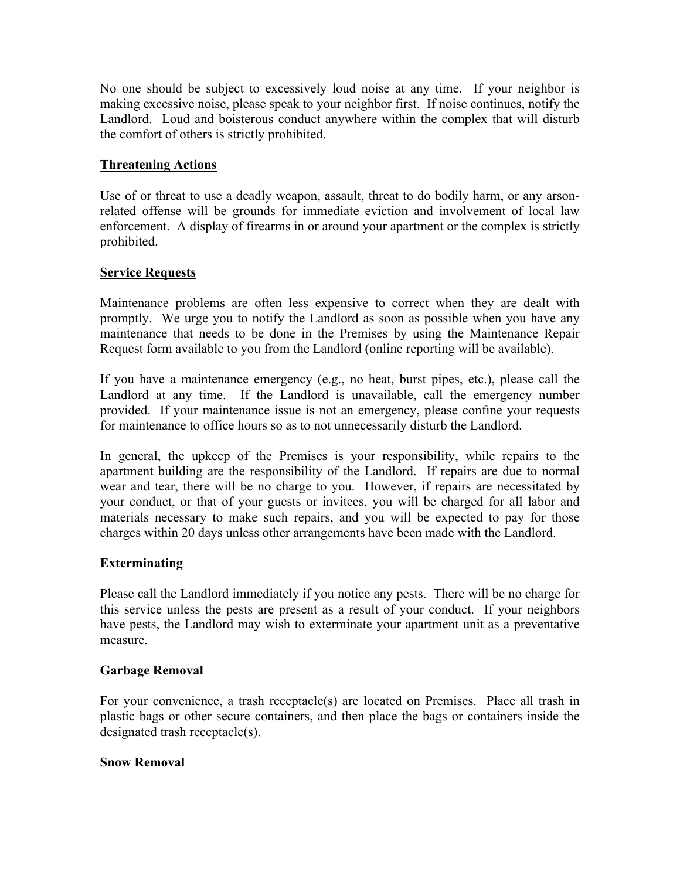No one should be subject to excessively loud noise at any time. If your neighbor is making excessive noise, please speak to your neighbor first. If noise continues, notify the Landlord. Loud and boisterous conduct anywhere within the complex that will disturb the comfort of others is strictly prohibited.

## Threatening Actions

Use of or threat to use a deadly weapon, assault, threat to do bodily harm, or any arson-related offense will be grounds for immediate eviction and involvement of local law enforcement. A display of firearms in or around your apartment or the complex is strictly prohibited.

## Service Requests

Maintenance problems are often less expensive to correct when they are dealt with promptly. We urge you to notify the Landlord as soon as possible when you have any maintenance that needs to be done in the Premises by using the Maintenance Repair Request form available to you from the Landlord (online reporting will be available).

If you have a maintenance emergency (e.g., no heat, burst pipes, etc.), please call the Landlord at any time. If the Landlord is unavailable, call the emergency number provided. If your maintenance issue is not an emergency, please confine your requests for maintenance to office hours so as to not unnecessarily disturb the Landlord.

In general, the upkeep of the Premises is your responsibility, while repairs to the apartment building are the responsibility of the Landlord. If repairs are due to normal wear and tear, there will be no charge to you. However, if repairs are necessitated by your conduct, or that of your guests or invitees, you will be charged for all labor and materials necessary to make such repairs, and you will be expected to pay for those charges within 20 days unless other arrangements have been made with the Landlord.

## Exterminating

Please call the Landlord immediately if you notice any pests. There will be no charge for this service unless the pests are present as a result of your conduct. If your neighbors have pests, the Landlord may wish to exterminate your apartment unit as a preventative measure.

## Garbage Removal

For your convenience, a trash receptacle(s) are located on Premises. Place all trash in plastic bags or other secure containers, and then place the bags or containers inside the designated trash receptacle(s).

## Snow Removal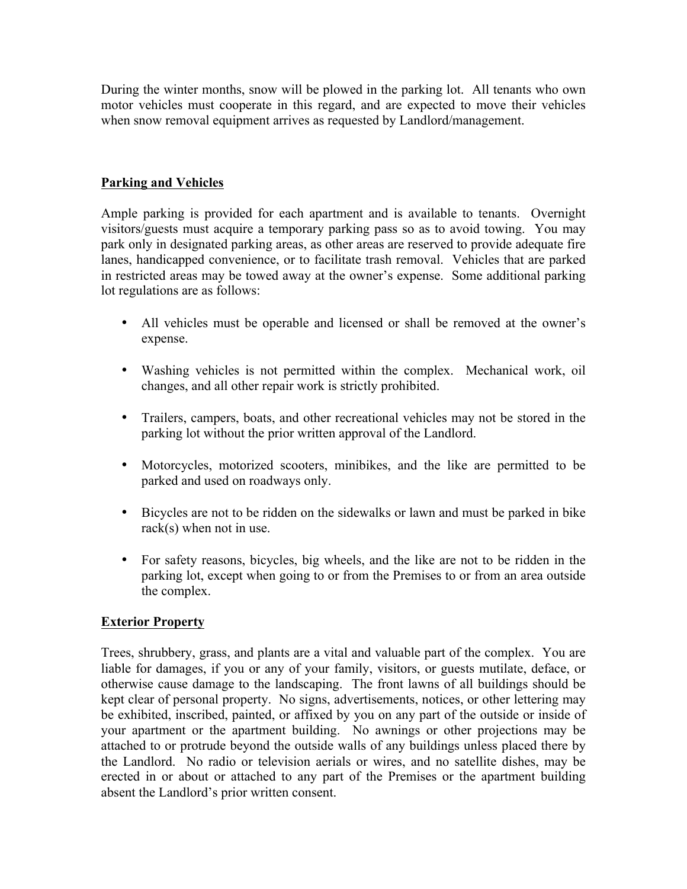During the winter months, snow will be plowed in the parking lot. All tenants who own motor vehicles must cooperate in this regard, and are expected to move their vehicles when snow removal equipment arrives as requested by Landlord/management.

## Parking and Vehicles

Ample parking is provided for each apartment and is available to tenants. Overnight visitors/guests must acquire a temporary parking pass so as to avoid towing. You may park only in designated parking areas, as other areas are reserved to provide adequate fire lanes, handicapped convenience, or to facilitate trash removal. Vehicles that are parked in restricted areas may be towed away at the owner's expense. Some additional parking lot regulations are as follows:

- All vehicles must be operable and licensed or shall be removed at the owner's expense.
- Washing vehicles is not permitted within the complex. Mechanical work, oil changes, and all other repair work is strictly prohibited.
- Trailers, campers, boats, and other recreational vehicles may not be stored in the parking lot without the prior written approval of the Landlord.
- Motorcycles, motorized scooters, minibikes, and the like are permitted to be parked and used on roadways only.
- Bicycles are not to be ridden on the sidewalks or lawn and must be parked in bike rack(s) when not in use.
- For safety reasons, bicycles, big wheels, and the like are not to be ridden in the parking lot, except when going to or from the Premises to or from an area outside the complex.

## Exterior Property

Trees, shrubbery, grass, and plants are a vital and valuable part of the complex. You are liable for damages, if you or any of your family, visitors, or guests mutilate, deface, or otherwise cause damage to the landscaping. The front lawns of all buildings should be kept clear of personal property. No signs, advertisements, notices, or other lettering may be exhibited, inscribed, painted, or affixed by you on any part of the outside or inside of your apartment or the apartment building. No awnings or other projections may be attached to or protrude beyond the outside walls of any buildings unless placed there by the Landlord. No radio or television aerials or wires, and no satellite dishes, may be erected in or about or attached to any part of the Premises or the apartment building absent the Landlord's prior written consent.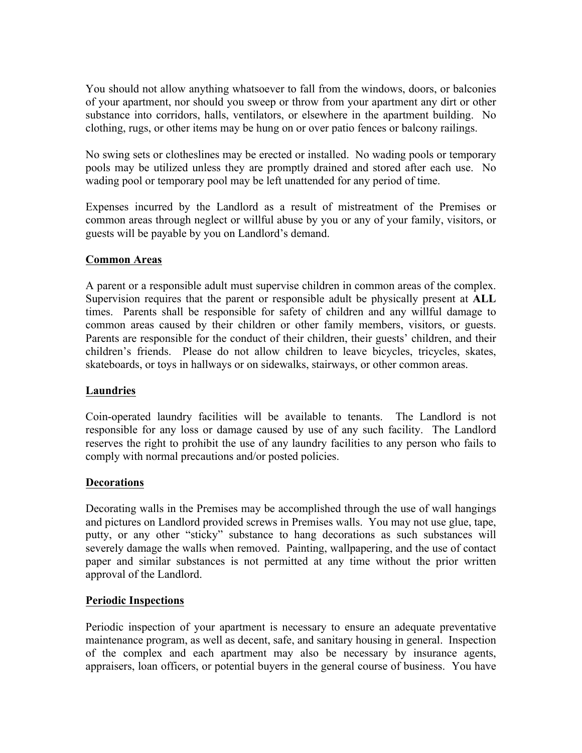You should not allow anything whatsoever to fall from the windows, doors, or balconies of your apartment, nor should you sweep or throw from your apartment any dirt or other substance into corridors, halls, ventilators, or elsewhere in the apartment building. No clothing, rugs, or other items may be hung on or over patio fences or balcony railings.

No swing sets or clotheslines may be erected or installed. No wading pools or temporary pools may be utilized unless they are promptly drained and stored after each use. No wading pool or temporary pool may be left unattended for any period of time.

Expenses incurred by the Landlord as a result of mistreatment of the Premises or common areas through neglect or willful abuse by you or any of your family, visitors, or guests will be payable by you on Landlord's demand.

## Common Areas

A parent or a responsible adult must supervise children in common areas of the complex. Supervision requires that the parent or responsible adult be physically present at **ALL** times. Parents shall be responsible for safety of children and any willful damage to common areas caused by their children or other family members, visitors, or guests. Parents are responsible for the conduct of their children, their guests' children, and their children's friends. Please do not allow children to leave bicycles, tricycles, skates, skateboards, or toys in hallways or on sidewalks, stairways, or other common areas.

## Laundries

Coin-operated laundry facilities will be available to tenants. The Landlord is not responsible for any loss or damage caused by use of any such facility. The Landlord reserves the right to prohibit the use of any laundry facilities to any person who fails to comply with normal precautions and/or posted policies.

## Decorations

Decorating walls in the Premises may be accomplished through the use of wall hangings and pictures on Landlord provided screws in Premises walls. You may not use glue, tape, putty, or any other "sticky" substance to hang decorations as such substances will severely damage the walls when removed. Painting, wallpapering, and the use of contact paper and similar substances is not permitted at any time without the prior written approval of the Landlord.

## Periodic Inspections

Periodic inspection of your apartment is necessary to ensure an adequate preventative maintenance program, as well as decent, safe, and sanitary housing in general. Inspection of the complex and each apartment may also be necessary by insurance agents, appraisers, loan officers, or potential buyers in the general course of business. You have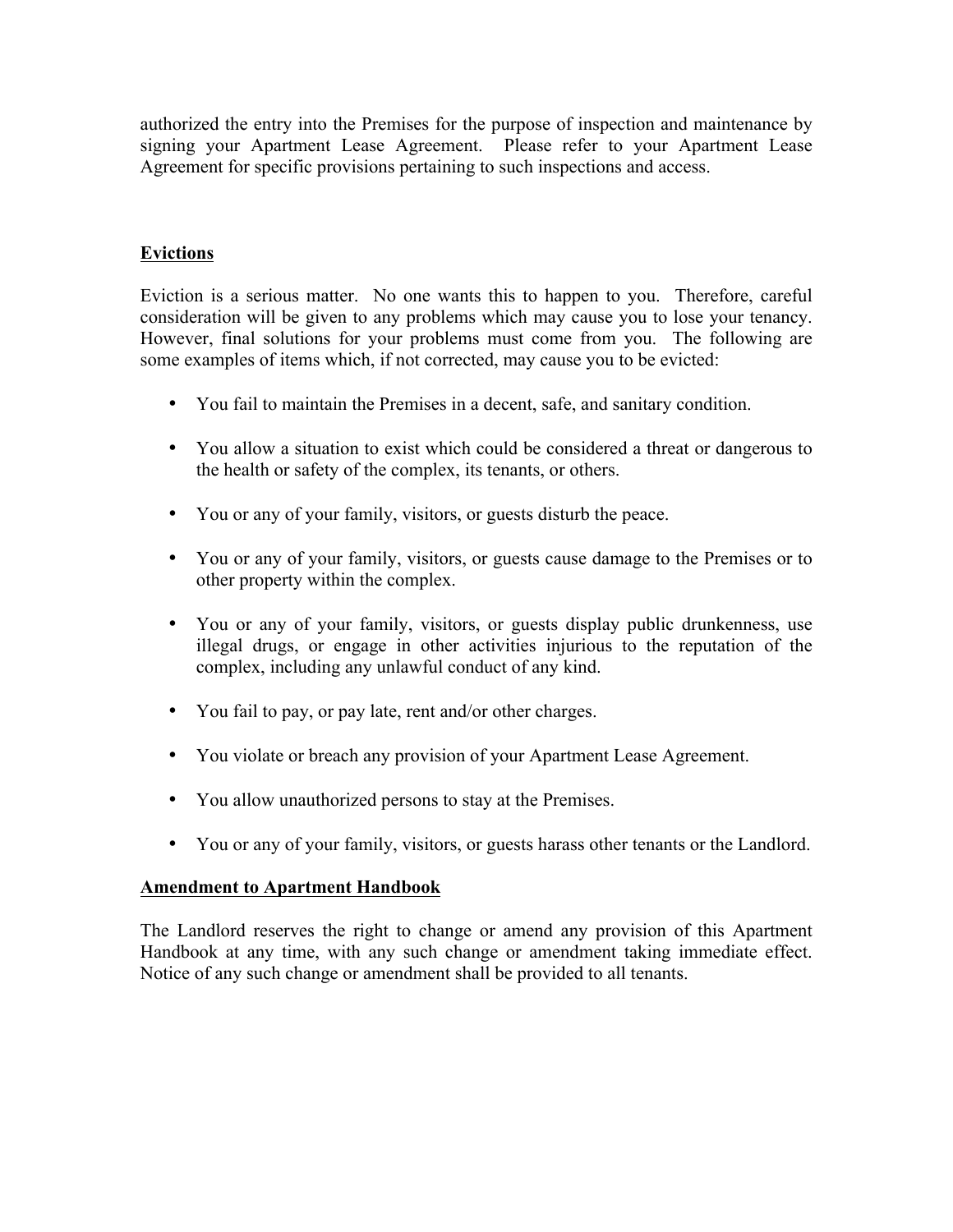authorized the entry into the Premises for the purpose of inspection and maintenance by signing your Apartment Lease Agreement. Please refer to your Apartment Lease Agreement for specific provisions pertaining to such inspections and access.

**Evictions**

Eviction is a serious matter. No one wants this to happen to you. Therefore, careful consideration will be given to any problems which may cause you to lose your tenancy. However, final solutions for your problems must come from you. The following are some examples of items which, if not corrected, may cause you to be evicted:

- You fail to maintain the Premises in a decent, safe, and sanitary condition.
- You allow a situation to exist which could be considered a threat or dangerous to the health or safety of the complex, its tenants, or others.
- You or any of your family, visitors, or guests disturb the peace.
- You or any of your family, visitors, or guests cause damage to the Premises or to other property within the complex.
- You or any of your family, visitors, or guests display public drunkenness, use illegal drugs, or engage in other activities injurious to the reputation of the complex, including any unlawful conduct of any kind.
- You fail to pay, or pay late, rent and/or other charges.
- You violate or breach any provision of your Apartment Lease Agreement.
- You allow unauthorized persons to stay at the Premises.
- You or any of your family, visitors, or guests harass other tenants or the Landlord.

**Amendment to Apartment Handbook**

The Landlord reserves the right to change or amend any provision of this Apartment Handbook at any time, with any such change or amendment taking immediate effect. Notice of any such change or amendment shall be provided to all tenants.